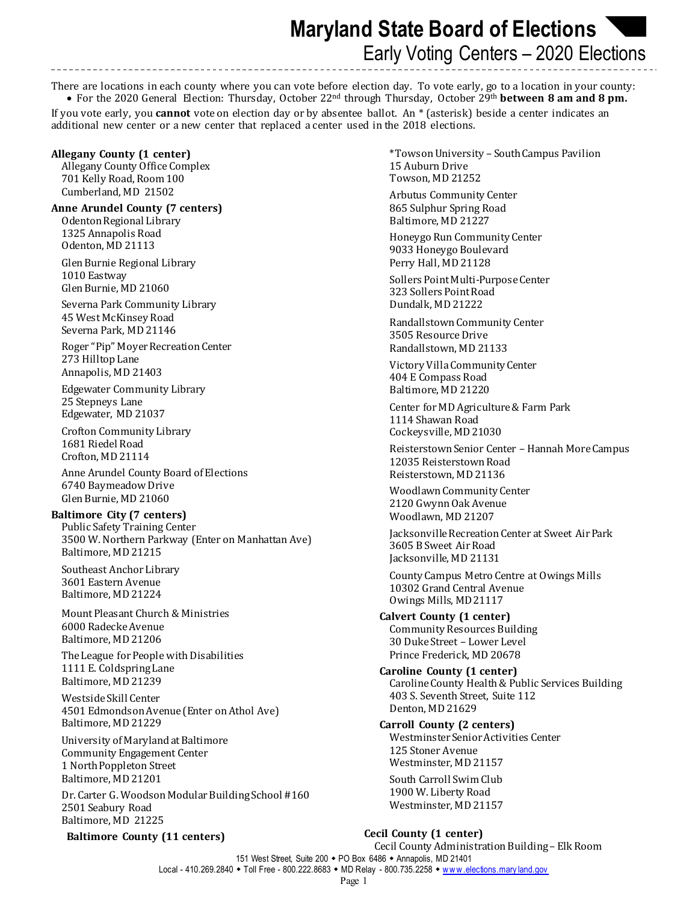# Maryland State Board of Elections

## Early Voting Centers – 2020 Elections

There are locations in each county where you can vote before election day. To vote early, go to a location in your county:

- For the 2020 General Election: Thursday, October 22nd through Thursday, October 29th **between 8 am and 8 pm.**

If you vote early, you **cannot** vote on election day or by absentee ballot. An * (asterisk) beside a center indicates an additional new center or a new center that replaced a center used in the 2018 elections.

**Allegany County (1 center)**

Allegany County Office Complex
701 Kelly Road, Room 100
Cumberland, MD 21502

**Anne Arundel County (7 centers)**

Odenton Regional Library
1325 Annapolis Road
Odenton, MD 21113

Glen Burnie Regional Library
1010 Eastway
Glen Burnie, MD 21060

Severna Park Community Library
45 West McKinsey Road
Severna Park, MD 21146

Roger "Pip" Moyer Recreation Center
273 Hilltop Lane
Annapolis, MD 21403

Edgewater Community Library
25 Stepneys Lane
Edgewater, MD 21037

Crofton Community Library
1681 Riedel Road
Crofton, MD 21114

Anne Arundel County Board of Elections
6740 Baymeadow Drive
Glen Burnie, MD 21060

**Baltimore City (7 centers)**

Public Safety Training Center
3500 W. Northern Parkway (Enter on Manhattan Ave)
Baltimore, MD 21215

Southeast Anchor Library
3601 Eastern Avenue
Baltimore, MD 21224

Mount Pleasant Church & Ministries
6000 Radecke Avenue
Baltimore, MD 21206

The League for People with Disabilities
1111 E. Coldspring Lane
Baltimore, MD 21239

Westside Skill Center
4501 Edmondson Avenue (Enter on Athol Ave)
Baltimore, MD 21229

University of Maryland at Baltimore
Community Engagement Center
1 North Poppleton Street
Baltimore, MD 21201

Dr. Carter G. Woodson Modular Building School #160
2501 Seabury Road
Baltimore, MD 21225

**Baltimore County (11 centers)**

*Towson University – South Campus Pavilion
15 Auburn Drive
Towson, MD 21252

Arbutus Community Center
865 Sulphur Spring Road
Baltimore, MD 21227

Honeygo Run Community Center
9033 Honeygo Boulevard
Perry Hall, MD 21128

Sollers Point Multi-Purpose Center
323 Sollers Point Road
Dundalk, MD 21222

Randallstown Community Center
3505 Resource Drive
Randallstown, MD 21133

Victory Villa Community Center
404 E Compass Road
Baltimore, MD 21220

Center for MD Agriculture & Farm Park
1114 Shawan Road
Cockeysville, MD 21030

Reisterstown Senior Center – Hannah More Campus
12035 Reisterstown Road
Reisterstown, MD 21136

Woodlawn Community Center
2120 Gwynn Oak Avenue
Woodlawn, MD 21207

Jacksonville Recreation Center at Sweet Air Park
3605 B Sweet Air Road
Jacksonville, MD 21131

County Campus Metro Centre at Owings Mills
10302 Grand Central Avenue
Owings Mills, MD 21117

**Calvert County (1 center)**

Community Resources Building
30 Duke Street – Lower Level
Prince Frederick, MD 20678

**Caroline County (1 center)**

Caroline County Health & Public Services Building
403 S. Seventh Street, Suite 112
Denton, MD 21629

**Carroll County (2 centers)**

Westminster Senior Activities Center
125 Stoner Avenue
Westminster, MD 21157

South Carroll Swim Club
1900 W. Liberty Road
Westminster, MD 21157

**Cecil County (1 center)**

Cecil County Administration Building – Elk Room

151 West Street, Suite 200 ◆ PO Box 6486 ◆ Annapolis, MD 21401
Local - 410.269.2840 ◆ Toll Free - 800.222.8683 ◆ MD Relay - 800.735.2258 ◆ www.elections.maryland.gov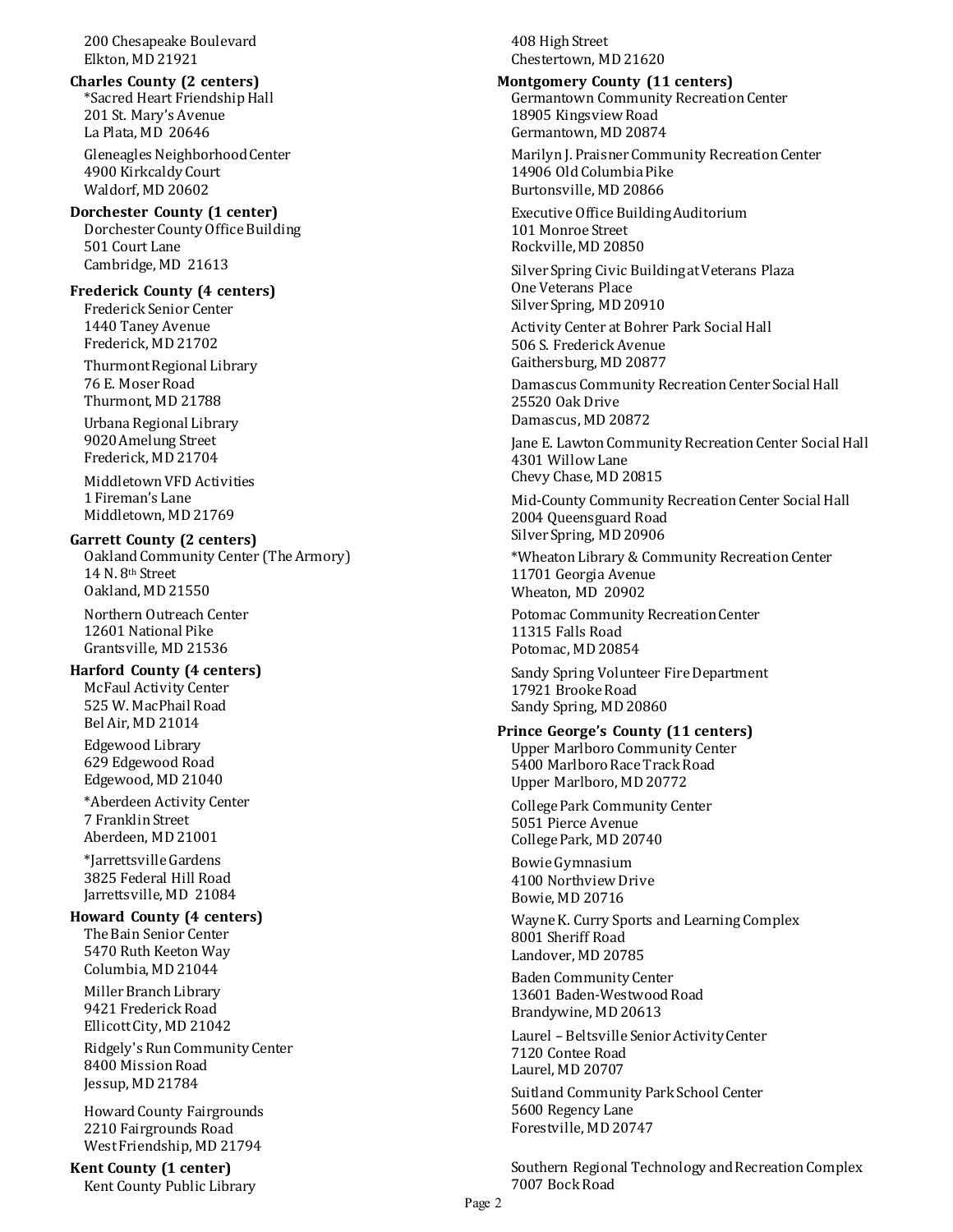200 Chesapeake Boulevard
Elkton, MD 21921

**Charles County (2 centers)**

*Sacred Heart Friendship Hall
201 St. Mary's Avenue
La Plata, MD 20646

Gleneagles Neighborhood Center
4900 Kirkcaldy Court
Waldorf, MD 20602

**Dorchester County (1 center)**

Dorchester County Office Building
501 Court Lane
Cambridge, MD 21613

**Frederick County (4 centers)**

Frederick Senior Center
1440 Taney Avenue
Frederick, MD 21702

Thurmont Regional Library
76 E. Moser Road
Thurmont, MD 21788

Urbana Regional Library
9020 Amelung Street
Frederick, MD 21704

Middletown VFD Activities
1 Fireman's Lane
Middletown, MD 21769

**Garrett County (2 centers)**

Oakland Community Center (The Armory)
14 N. 8th Street
Oakland, MD 21550

Northern Outreach Center
12601 National Pike
Grantsville, MD 21536

**Harford County (4 centers)**

McFaul Activity Center
525 W. MacPhail Road
Bel Air, MD 21014

Edgewood Library
629 Edgewood Road
Edgewood, MD 21040

*Aberdeen Activity Center
7 Franklin Street
Aberdeen, MD 21001

*Jarrettsville Gardens
3825 Federal Hill Road
Jarrettsville, MD 21084

**Howard County (4 centers)**

The Bain Senior Center
5470 Ruth Keeton Way
Columbia, MD 21044

Miller Branch Library
9421 Frederick Road
Ellicott City, MD 21042

Ridgely's Run Community Center
8400 Mission Road
Jessup, MD 21784

Howard County Fairgrounds
2210 Fairgrounds Road
West Friendship, MD 21794

**Kent County (1 center)**

Kent County Public Library
408 High Street
Chestertown, MD 21620

**Montgomery County (11 centers)**

Germantown Community Recreation Center
18905 Kingsview Road
Germantown, MD 20874

Marilyn J. Praisner Community Recreation Center
14906 Old Columbia Pike
Burtonsville, MD 20866

Executive Office Building Auditorium
101 Monroe Street
Rockville, MD 20850

Silver Spring Civic Building at Veterans Plaza
One Veterans Place
Silver Spring, MD 20910

Activity Center at Bohrer Park Social Hall
506 S. Frederick Avenue
Gaithersburg, MD 20877

Damascus Community Recreation Center Social Hall
25520 Oak Drive
Damascus, MD 20872

Jane E. Lawton Community Recreation Center Social Hall
4301 Willow Lane
Chevy Chase, MD 20815

Mid-County Community Recreation Center Social Hall
2004 Queensguard Road
Silver Spring, MD 20906

*Wheaton Library & Community Recreation Center
11701 Georgia Avenue
Wheaton, MD 20902

Potomac Community Recreation Center
11315 Falls Road
Potomac, MD 20854

Sandy Spring Volunteer Fire Department
17921 Brooke Road
Sandy Spring, MD 20860

**Prince George's County (11 centers)**

Upper Marlboro Community Center
5400 Marlboro Race Track Road
Upper Marlboro, MD 20772

College Park Community Center
5051 Pierce Avenue
College Park, MD 20740

Bowie Gymnasium
4100 Northview Drive
Bowie, MD 20716

Wayne K. Curry Sports and Learning Complex
8001 Sheriff Road
Landover, MD 20785

Baden Community Center
13601 Baden-Westwood Road
Brandywine, MD 20613

Laurel – Beltsville Senior Activity Center
7120 Contee Road
Laurel, MD 20707

Suitland Community Park School Center
5600 Regency Lane
Forestville, MD 20747

Southern Regional Technology and Recreation Complex
7007 Bock Road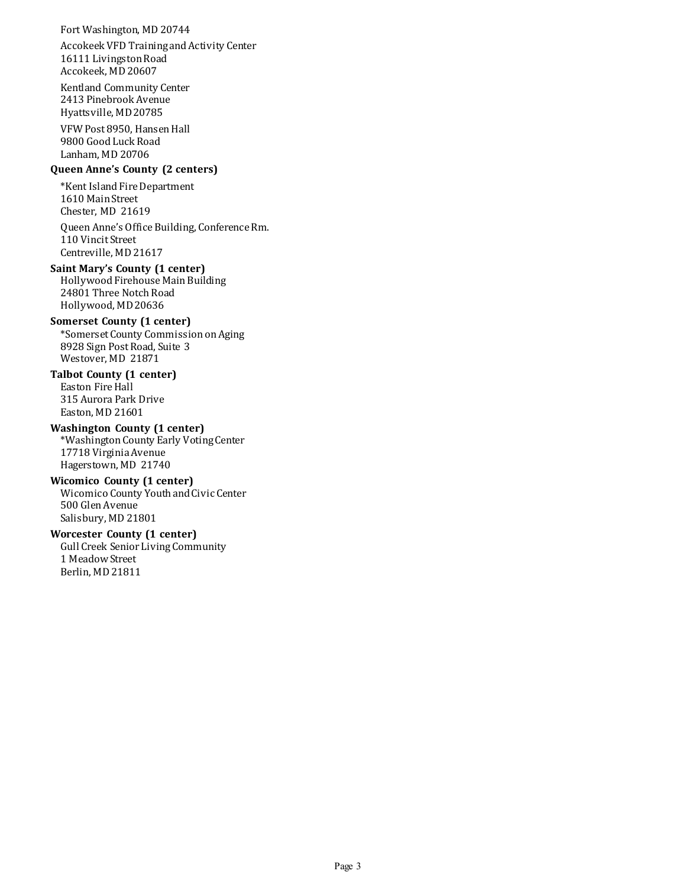Fort Washington, MD 20744

Accokeek VFD Training and Activity Center
16111 Livingston Road
Accokeek, MD 20607

Kentland Community Center
2413 Pinebrook Avenue
Hyattsville, MD 20785

VFW Post 8950, Hansen Hall
9800 Good Luck Road
Lanham, MD 20706

**Queen Anne's County (2 centers)**

*Kent Island Fire Department
1610 Main Street
Chester, MD 21619

Queen Anne's Office Building, Conference Rm.
110 Vincit Street
Centreville, MD 21617

**Saint Mary's County (1 center)**

Hollywood Firehouse Main Building
24801 Three Notch Road
Hollywood, MD 20636

**Somerset County (1 center)**

*Somerset County Commission on Aging
8928 Sign Post Road, Suite 3
Westover, MD 21871

**Talbot County (1 center)**

Easton Fire Hall
315 Aurora Park Drive
Easton, MD 21601

**Washington County (1 center)**

*Washington County Early Voting Center
17718 Virginia Avenue
Hagerstown, MD 21740

**Wicomico County (1 center)**

Wicomico County Youth and Civic Center
500 Glen Avenue
Salisbury, MD 21801

**Worcester County (1 center)**

Gull Creek Senior Living Community
1 Meadow Street
Berlin, MD 21811